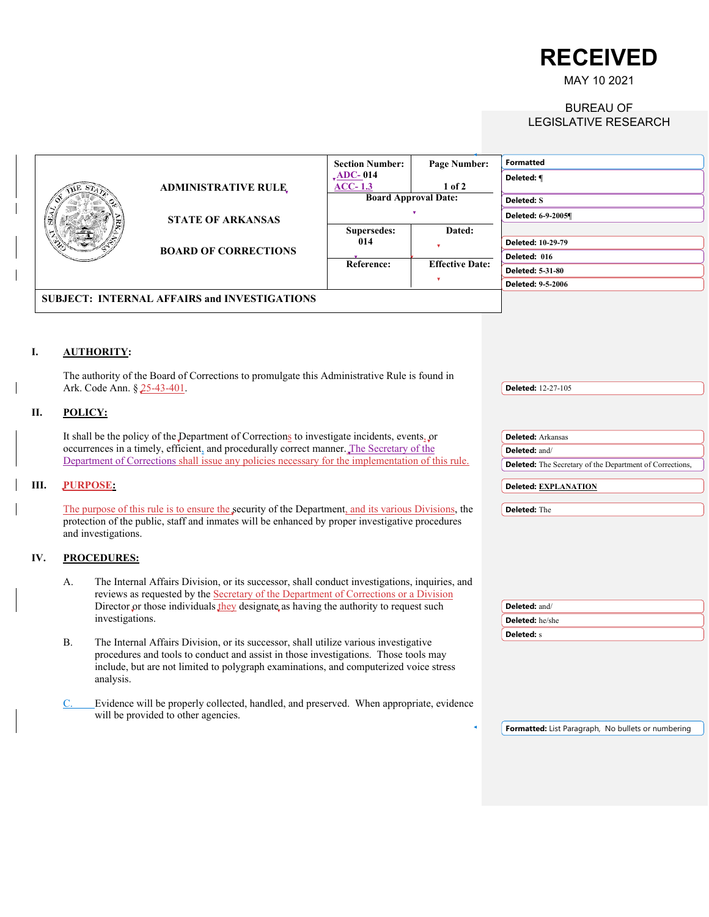# RECEIVED

MAY 10 2021

BUREAU OF
LEGISLATIVE RESEARCH

| ADMINISTRATIVE RULE<br>STATE OF ARKANSAS<br>BOARD OF CORRECTIONS | Section Number:<br>ADC- 014<br>ACC- 1.3 | Page Number:<br>1 of 2 |
|---|---|---|
| | Board Approval Date: | |
| | Supersedes:<br>014 | Dated: |
| | Reference: | Effective Date: |
| SUBJECT: INTERNAL AFFAIRS and INVESTIGATIONS | | |

Formatted
Deleted: ¶
Deleted: S
Deleted: 6-9-2005¶
Deleted: 10-29-79
Deleted: 016
Deleted: 5-31-80
Deleted: 9-5-2006

## I. AUTHORITY:

The authority of the Board of Corrections to promulgate this Administrative Rule is found in Ark. Code Ann. § 25-43-401.

Deleted: 12-27-105

## II. POLICY:

It shall be the policy of the Department of Corrections to investigate incidents, events, or occurrences in a timely, efficient, and procedurally correct manner. The Secretary of the Department of Corrections shall issue any policies necessary for the implementation of this rule.

Deleted: Arkansas
Deleted: and/
Deleted: The Secretary of the Department of Corrections,

## III. PURPOSE:

The purpose of this rule is to ensure the security of the Department, and its various Divisions, the protection of the public, staff and inmates will be enhanced by proper investigative procedures and investigations.

Deleted: EXPLANATION
Deleted: The

## IV. PROCEDURES:

A. The Internal Affairs Division, or its successor, shall conduct investigations, inquiries, and reviews as requested by the Secretary of the Department of Corrections or a Division Director or those individuals they designate as having the authority to request such investigations.

Deleted: and/
Deleted: he/she
Deleted: s

B. The Internal Affairs Division, or its successor, shall utilize various investigative procedures and tools to conduct and assist in those investigations. Those tools may include, but are not limited to polygraph examinations, and computerized voice stress analysis.

C. Evidence will be properly collected, handled, and preserved. When appropriate, evidence will be provided to other agencies.

Formatted: List Paragraph, No bullets or numbering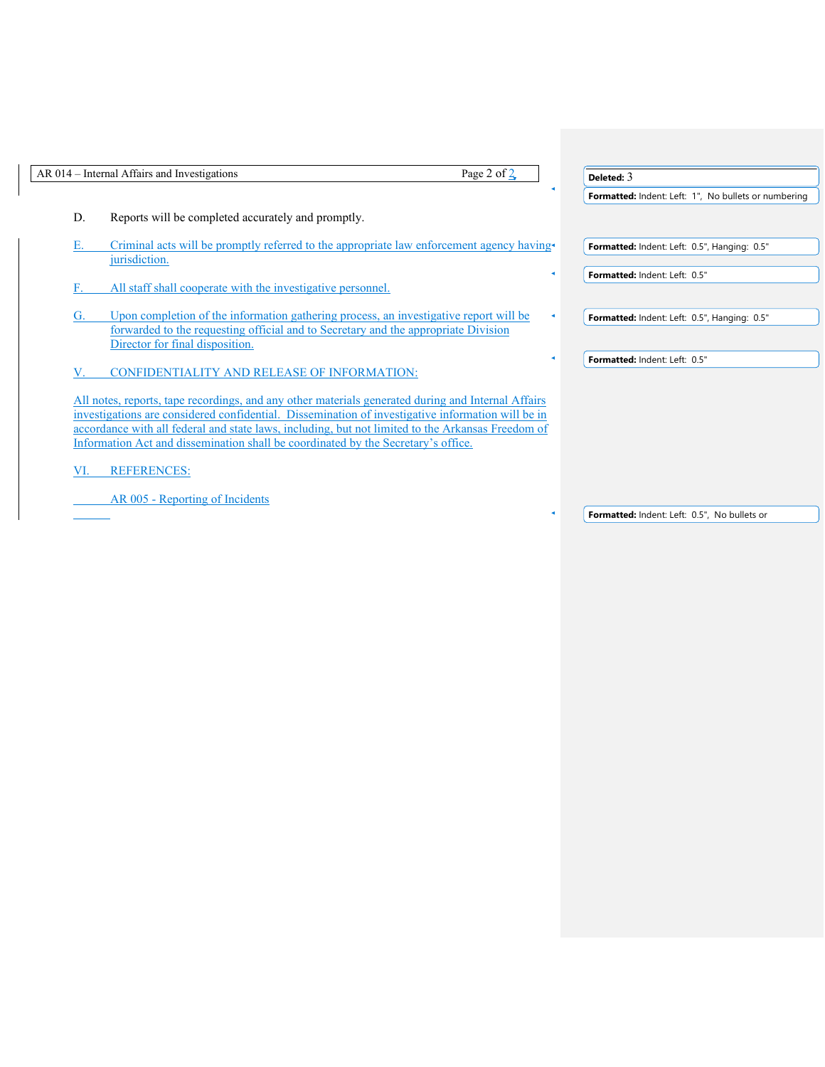D. Reports will be completed accurately and promptly.

E. Criminal acts will be promptly referred to the appropriate law enforcement agency having jurisdiction.

F. All staff shall cooperate with the investigative personnel.

G. Upon completion of the information gathering process, an investigative report will be forwarded to the requesting official and to Secretary and the appropriate Division Director for final disposition.

## V. CONFIDENTIALITY AND RELEASE OF INFORMATION:

All notes, reports, tape recordings, and any other materials generated during and Internal Affairs investigations are considered confidential. Dissemination of investigative information will be in accordance with all federal and state laws, including, but not limited to the Arkansas Freedom of Information Act and dissemination shall be coordinated by the Secretary's office.

## VI. REFERENCES:

AR 005 - Reporting of Incidents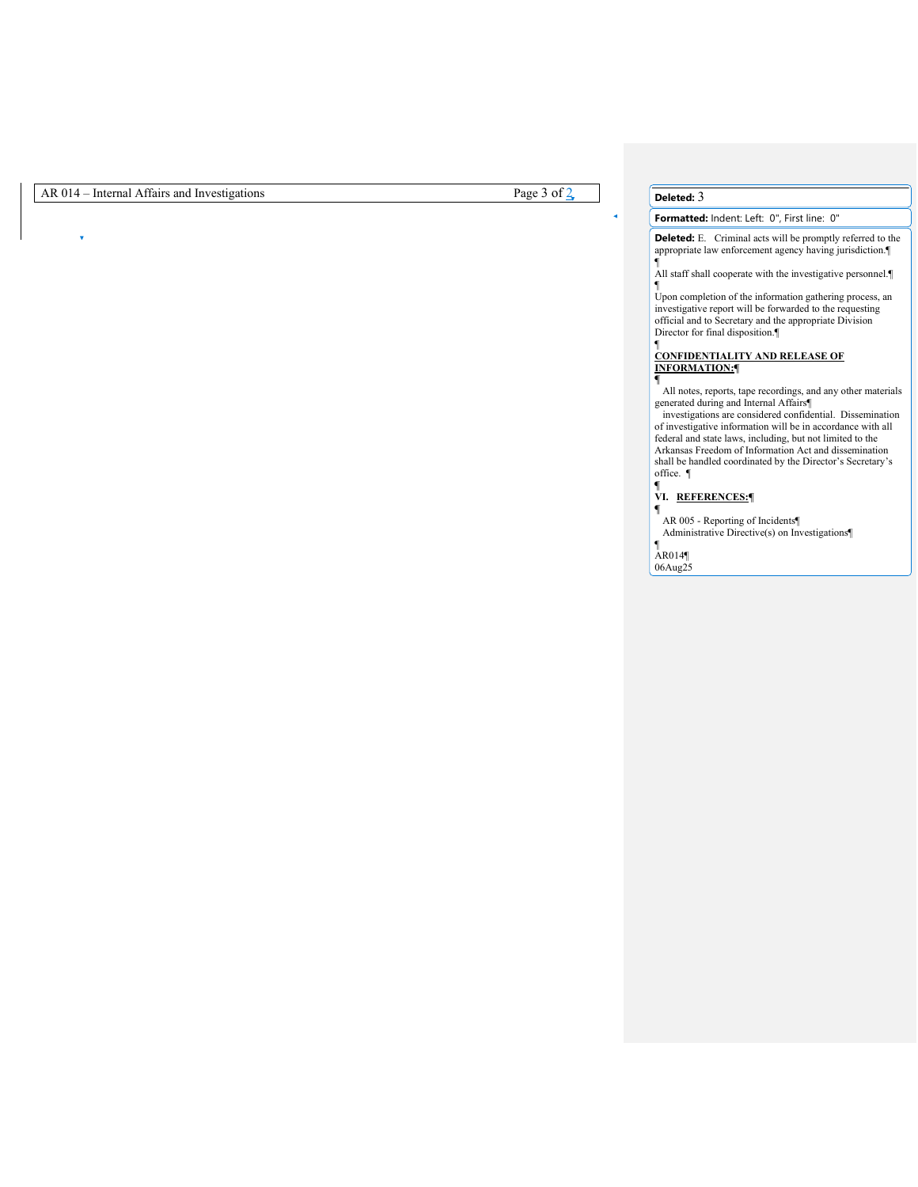**Deleted:** 3

**Formatted:** Indent: Left: 0", First line: 0"

**Deleted:** E. Criminal acts will be promptly referred to the appropriate law enforcement agency having jurisdiction.¶

¶

All staff shall cooperate with the investigative personnel.¶

¶

Upon completion of the information gathering process, an investigative report will be forwarded to the requesting official and to Secretary and the appropriate Division Director for final disposition.¶

¶

**CONFIDENTIALITY AND RELEASE OF INFORMATION:**¶

¶

All notes, reports, tape recordings, and any other materials generated during and Internal Affairs¶

investigations are considered confidential. Dissemination of investigative information will be in accordance with all federal and state laws, including, but not limited to the Arkansas Freedom of Information Act and dissemination shall be handled coordinated by the Director's Secretary's office. ¶

¶

**VI. REFERENCES:**¶

¶

AR 005 - Reporting of Incidents¶

Administrative Directive(s) on Investigations¶

¶

AR014¶

06Aug25